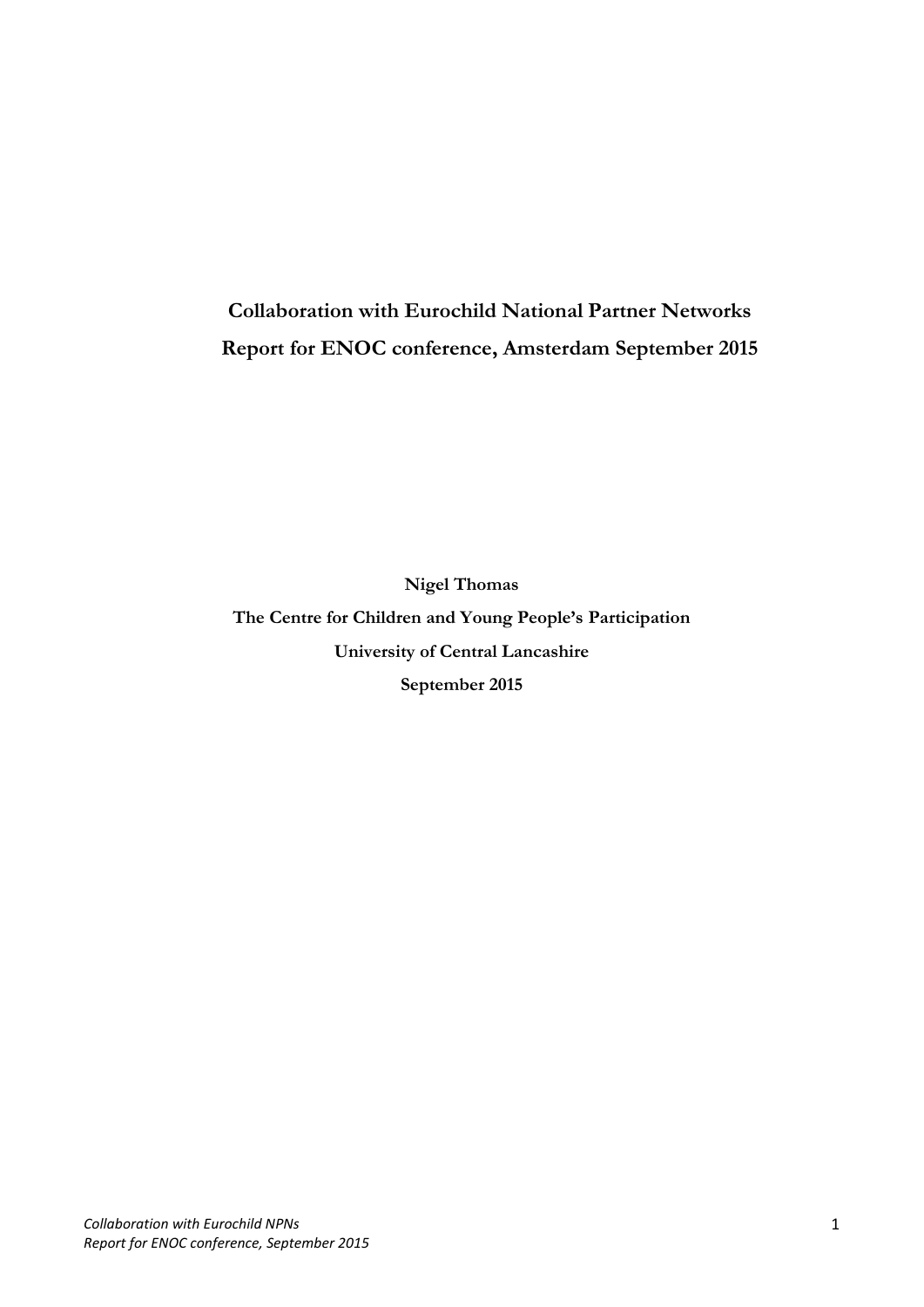# Collaboration with Eurochild National Partner Networks

# Report for ENOC conference, Amsterdam September 2015

**Nigel Thomas**

**The Centre for Children and Young People's Participation**

**University of Central Lancashire**

**September 2015**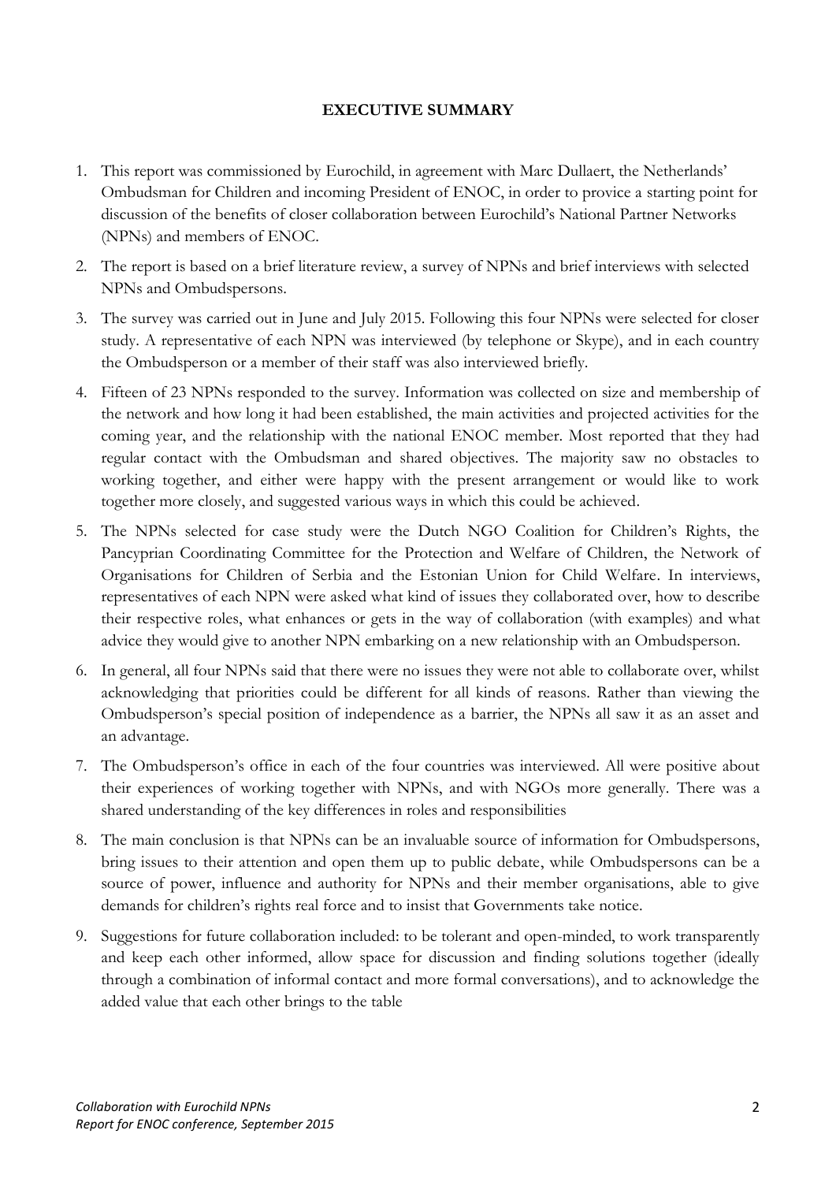**EXECUTIVE SUMMARY**

1. This report was commissioned by Eurochild, in agreement with Marc Dullaert, the Netherlands' Ombudsman for Children and incoming President of ENOC, in order to provice a starting point for discussion of the benefits of closer collaboration between Eurochild's National Partner Networks (NPNs) and members of ENOC.
2. The report is based on a brief literature review, a survey of NPNs and brief interviews with selected NPNs and Ombudspersons.
3. The survey was carried out in June and July 2015. Following this four NPNs were selected for closer study. A representative of each NPN was interviewed (by telephone or Skype), and in each country the Ombudsperson or a member of their staff was also interviewed briefly.
4. Fifteen of 23 NPNs responded to the survey. Information was collected on size and membership of the network and how long it had been established, the main activities and projected activities for the coming year, and the relationship with the national ENOC member. Most reported that they had regular contact with the Ombudsman and shared objectives. The majority saw no obstacles to working together, and either were happy with the present arrangement or would like to work together more closely, and suggested various ways in which this could be achieved.
5. The NPNs selected for case study were the Dutch NGO Coalition for Children's Rights, the Pancyprian Coordinating Committee for the Protection and Welfare of Children, the Network of Organisations for Children of Serbia and the Estonian Union for Child Welfare. In interviews, representatives of each NPN were asked what kind of issues they collaborated over, how to describe their respective roles, what enhances or gets in the way of collaboration (with examples) and what advice they would give to another NPN embarking on a new relationship with an Ombudsperson.
6. In general, all four NPNs said that there were no issues they were not able to collaborate over, whilst acknowledging that priorities could be different for all kinds of reasons. Rather than viewing the Ombudsperson's special position of independence as a barrier, the NPNs all saw it as an asset and an advantage.
7. The Ombudsperson's office in each of the four countries was interviewed. All were positive about their experiences of working together with NPNs, and with NGOs more generally. There was a shared understanding of the key differences in roles and responsibilities
8. The main conclusion is that NPNs can be an invaluable source of information for Ombudspersons, bring issues to their attention and open them up to public debate, while Ombudspersons can be a source of power, influence and authority for NPNs and their member organisations, able to give demands for children's rights real force and to insist that Governments take notice.
9. Suggestions for future collaboration included: to be tolerant and open-minded, to work transparently and keep each other informed, allow space for discussion and finding solutions together (ideally through a combination of informal contact and more formal conversations), and to acknowledge the added value that each other brings to the table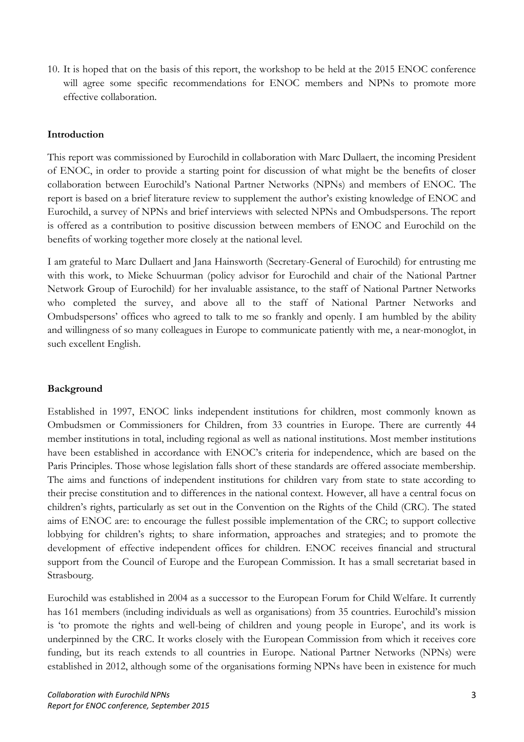10. It is hoped that on the basis of this report, the workshop to be held at the 2015 ENOC conference will agree some specific recommendations for ENOC members and NPNs to promote more effective collaboration.

## Introduction

This report was commissioned by Eurochild in collaboration with Marc Dullaert, the incoming President of ENOC, in order to provide a starting point for discussion of what might be the benefits of closer collaboration between Eurochild's National Partner Networks (NPNs) and members of ENOC. The report is based on a brief literature review to supplement the author's existing knowledge of ENOC and Eurochild, a survey of NPNs and brief interviews with selected NPNs and Ombudspersons. The report is offered as a contribution to positive discussion between members of ENOC and Eurochild on the benefits of working together more closely at the national level.

I am grateful to Marc Dullaert and Jana Hainsworth (Secretary-General of Eurochild) for entrusting me with this work, to Mieke Schuurman (policy advisor for Eurochild and chair of the National Partner Network Group of Eurochild) for her invaluable assistance, to the staff of National Partner Networks who completed the survey, and above all to the staff of National Partner Networks and Ombudspersons' offices who agreed to talk to me so frankly and openly. I am humbled by the ability and willingness of so many colleagues in Europe to communicate patiently with me, a near-monoglot, in such excellent English.

## Background

Established in 1997, ENOC links independent institutions for children, most commonly known as Ombudsmen or Commissioners for Children, from 33 countries in Europe. There are currently 44 member institutions in total, including regional as well as national institutions. Most member institutions have been established in accordance with ENOC's criteria for independence, which are based on the Paris Principles. Those whose legislation falls short of these standards are offered associate membership. The aims and functions of independent institutions for children vary from state to state according to their precise constitution and to differences in the national context. However, all have a central focus on children's rights, particularly as set out in the Convention on the Rights of the Child (CRC). The stated aims of ENOC are: to encourage the fullest possible implementation of the CRC; to support collective lobbying for children's rights; to share information, approaches and strategies; and to promote the development of effective independent offices for children. ENOC receives financial and structural support from the Council of Europe and the European Commission. It has a small secretariat based in Strasbourg.

Eurochild was established in 2004 as a successor to the European Forum for Child Welfare. It currently has 161 members (including individuals as well as organisations) from 35 countries. Eurochild's mission is 'to promote the rights and well-being of children and young people in Europe', and its work is underpinned by the CRC. It works closely with the European Commission from which it receives core funding, but its reach extends to all countries in Europe. National Partner Networks (NPNs) were established in 2012, although some of the organisations forming NPNs have been in existence for much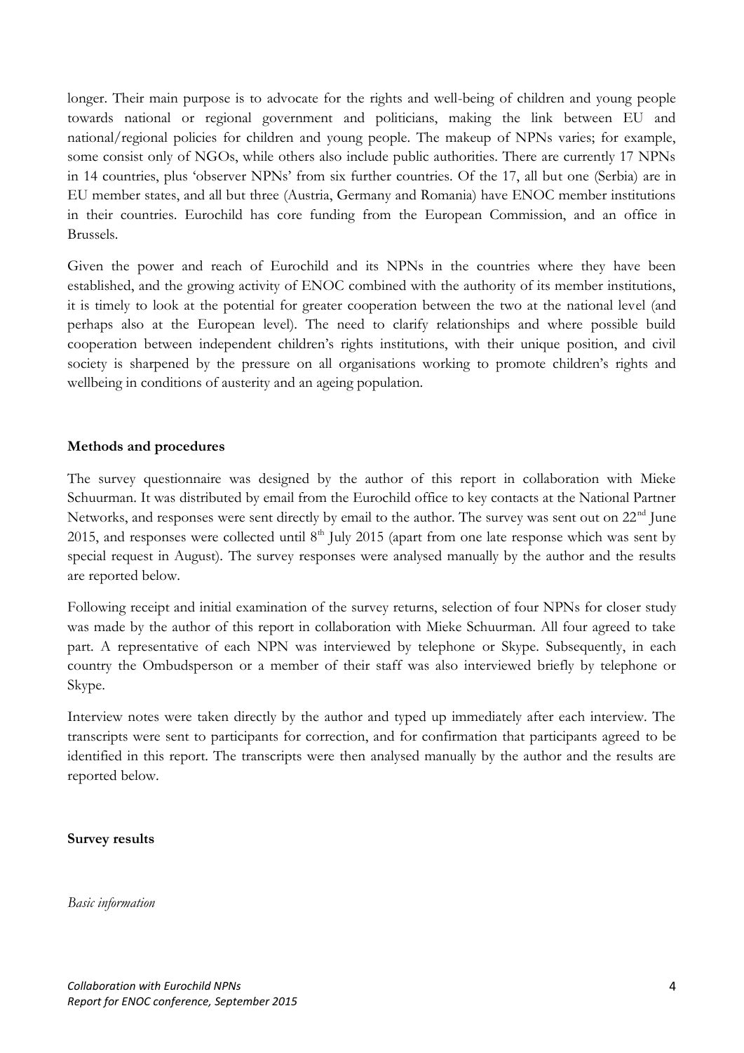longer. Their main purpose is to advocate for the rights and well-being of children and young people towards national or regional government and politicians, making the link between EU and national/regional policies for children and young people. The makeup of NPNs varies; for example, some consist only of NGOs, while others also include public authorities. There are currently 17 NPNs in 14 countries, plus 'observer NPNs' from six further countries. Of the 17, all but one (Serbia) are in EU member states, and all but three (Austria, Germany and Romania) have ENOC member institutions in their countries. Eurochild has core funding from the European Commission, and an office in Brussels.

Given the power and reach of Eurochild and its NPNs in the countries where they have been established, and the growing activity of ENOC combined with the authority of its member institutions, it is timely to look at the potential for greater cooperation between the two at the national level (and perhaps also at the European level). The need to clarify relationships and where possible build cooperation between independent children's rights institutions, with their unique position, and civil society is sharpened by the pressure on all organisations working to promote children's rights and wellbeing in conditions of austerity and an ageing population.

**Methods and procedures**

The survey questionnaire was designed by the author of this report in collaboration with Mieke Schuurman. It was distributed by email from the Eurochild office to key contacts at the National Partner Networks, and responses were sent directly by email to the author. The survey was sent out on 22nd June 2015, and responses were collected until 8th July 2015 (apart from one late response which was sent by special request in August). The survey responses were analysed manually by the author and the results are reported below.

Following receipt and initial examination of the survey returns, selection of four NPNs for closer study was made by the author of this report in collaboration with Mieke Schuurman. All four agreed to take part. A representative of each NPN was interviewed by telephone or Skype. Subsequently, in each country the Ombudsperson or a member of their staff was also interviewed briefly by telephone or Skype.

Interview notes were taken directly by the author and typed up immediately after each interview. The transcripts were sent to participants for correction, and for confirmation that participants agreed to be identified in this report. The transcripts were then analysed manually by the author and the results are reported below.

**Survey results**

*Basic information*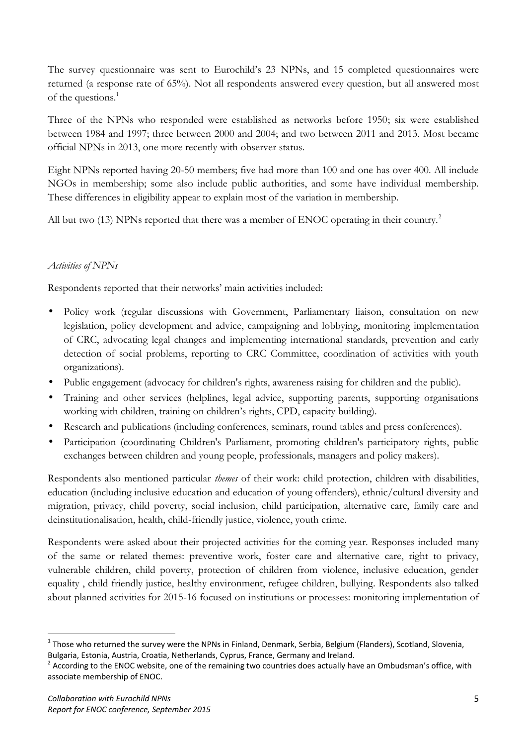The survey questionnaire was sent to Eurochild's 23 NPNs, and 15 completed questionnaires were returned (a response rate of 65%). Not all respondents answered every question, but all answered most of the questions.[1]

Three of the NPNs who responded were established as networks before 1950; six were established between 1984 and 1997; three between 2000 and 2004; and two between 2011 and 2013. Most became official NPNs in 2013, one more recently with observer status.

Eight NPNs reported having 20-50 members; five had more than 100 and one has over 400. All include NGOs in membership; some also include public authorities, and some have individual membership. These differences in eligibility appear to explain most of the variation in membership.

All but two (13) NPNs reported that there was a member of ENOC operating in their country.[2]

*Activities of NPNs*

Respondents reported that their networks' main activities included:

- Policy work (regular discussions with Government, Parliamentary liaison, consultation on new legislation, policy development and advice, campaigning and lobbying, monitoring implementation of CRC, advocating legal changes and implementing international standards, prevention and early detection of social problems, reporting to CRC Committee, coordination of activities with youth organizations).
- Public engagement (advocacy for children's rights, awareness raising for children and the public).
- Training and other services (helplines, legal advice, supporting parents, supporting organisations working with children, training on children's rights, CPD, capacity building).
- Research and publications (including conferences, seminars, round tables and press conferences).
- Participation (coordinating Children's Parliament, promoting children's participatory rights, public exchanges between children and young people, professionals, managers and policy makers).

Respondents also mentioned particular *themes* of their work: child protection, children with disabilities, education (including inclusive education and education of young offenders), ethnic/cultural diversity and migration, privacy, child poverty, social inclusion, child participation, alternative care, family care and deinstitutionalisation, health, child-friendly justice, violence, youth crime.

Respondents were asked about their projected activities for the coming year. Responses included many of the same or related themes: preventive work, foster care and alternative care, right to privacy, vulnerable children, child poverty, protection of children from violence, inclusive education, gender equality , child friendly justice, healthy environment, refugee children, bullying. Respondents also talked about planned activities for 2015-16 focused on institutions or processes: monitoring implementation of

[1] Those who returned the survey were the NPNs in Finland, Denmark, Serbia, Belgium (Flanders), Scotland, Slovenia, Bulgaria, Estonia, Austria, Croatia, Netherlands, Cyprus, France, Germany and Ireland.

[2] According to the ENOC website, one of the remaining two countries does actually have an Ombudsman's office, with associate membership of ENOC.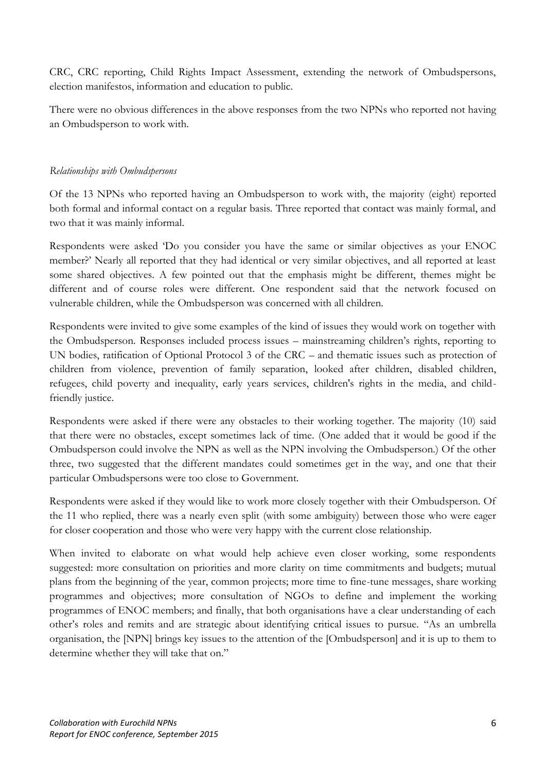CRC, CRC reporting, Child Rights Impact Assessment, extending the network of Ombudspersons, election manifestos, information and education to public.

There were no obvious differences in the above responses from the two NPNs who reported not having an Ombudsperson to work with.

*Relationships with Ombudspersons*

Of the 13 NPNs who reported having an Ombudsperson to work with, the majority (eight) reported both formal and informal contact on a regular basis. Three reported that contact was mainly formal, and two that it was mainly informal.

Respondents were asked 'Do you consider you have the same or similar objectives as your ENOC member?' Nearly all reported that they had identical or very similar objectives, and all reported at least some shared objectives. A few pointed out that the emphasis might be different, themes might be different and of course roles were different. One respondent said that the network focused on vulnerable children, while the Ombudsperson was concerned with all children.

Respondents were invited to give some examples of the kind of issues they would work on together with the Ombudsperson. Responses included process issues – mainstreaming children's rights, reporting to UN bodies, ratification of Optional Protocol 3 of the CRC – and thematic issues such as protection of children from violence, prevention of family separation, looked after children, disabled children, refugees, child poverty and inequality, early years services, children's rights in the media, and child-friendly justice.

Respondents were asked if there were any obstacles to their working together. The majority (10) said that there were no obstacles, except sometimes lack of time. (One added that it would be good if the Ombudsperson could involve the NPN as well as the NPN involving the Ombudsperson.) Of the other three, two suggested that the different mandates could sometimes get in the way, and one that their particular Ombudspersons were too close to Government.

Respondents were asked if they would like to work more closely together with their Ombudsperson. Of the 11 who replied, there was a nearly even split (with some ambiguity) between those who were eager for closer cooperation and those who were very happy with the current close relationship.

When invited to elaborate on what would help achieve even closer working, some respondents suggested: more consultation on priorities and more clarity on time commitments and budgets; mutual plans from the beginning of the year, common projects; more time to fine-tune messages, share working programmes and objectives; more consultation of NGOs to define and implement the working programmes of ENOC members; and finally, that both organisations have a clear understanding of each other's roles and remits and are strategic about identifying critical issues to pursue. "As an umbrella organisation, the [NPN] brings key issues to the attention of the [Ombudsperson] and it is up to them to determine whether they will take that on."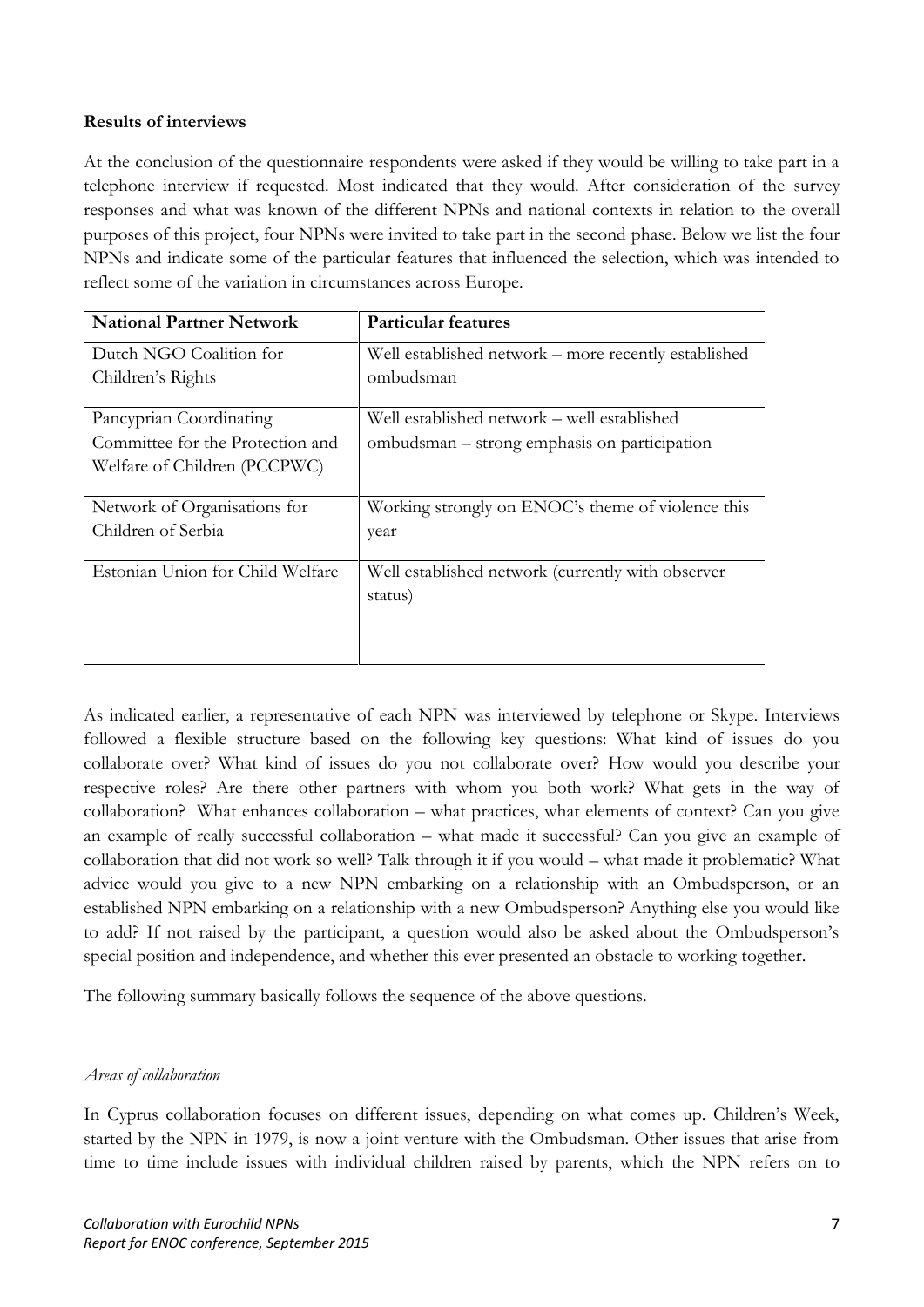**Results of interviews**

At the conclusion of the questionnaire respondents were asked if they would be willing to take part in a telephone interview if requested. Most indicated that they would. After consideration of the survey responses and what was known of the different NPNs and national contexts in relation to the overall purposes of this project, four NPNs were invited to take part in the second phase. Below we list the four NPNs and indicate some of the particular features that influenced the selection, which was intended to reflect some of the variation in circumstances across Europe.

| National Partner Network | Particular features |
|---|---|
| Dutch NGO Coalition for Children's Rights | Well established network – more recently established ombudsman |
| Pancyprian Coordinating Committee for the Protection and Welfare of Children (PCCPWC) | Well established network – well established ombudsman – strong emphasis on participation |
| Network of Organisations for Children of Serbia | Working strongly on ENOC's theme of violence this year |
| Estonian Union for Child Welfare | Well established network (currently with observer status) |

As indicated earlier, a representative of each NPN was interviewed by telephone or Skype. Interviews followed a flexible structure based on the following key questions: What kind of issues do you collaborate over? What kind of issues do you not collaborate over? How would you describe your respective roles? Are there other partners with whom you both work? What gets in the way of collaboration? What enhances collaboration – what practices, what elements of context? Can you give an example of really successful collaboration – what made it successful? Can you give an example of collaboration that did not work so well? Talk through it if you would – what made it problematic? What advice would you give to a new NPN embarking on a relationship with an Ombudsperson, or an established NPN embarking on a relationship with a new Ombudsperson? Anything else you would like to add? If not raised by the participant, a question would also be asked about the Ombudsperson's special position and independence, and whether this ever presented an obstacle to working together.

The following summary basically follows the sequence of the above questions.

*Areas of collaboration*

In Cyprus collaboration focuses on different issues, depending on what comes up. Children's Week, started by the NPN in 1979, is now a joint venture with the Ombudsman. Other issues that arise from time to time include issues with individual children raised by parents, which the NPN refers on to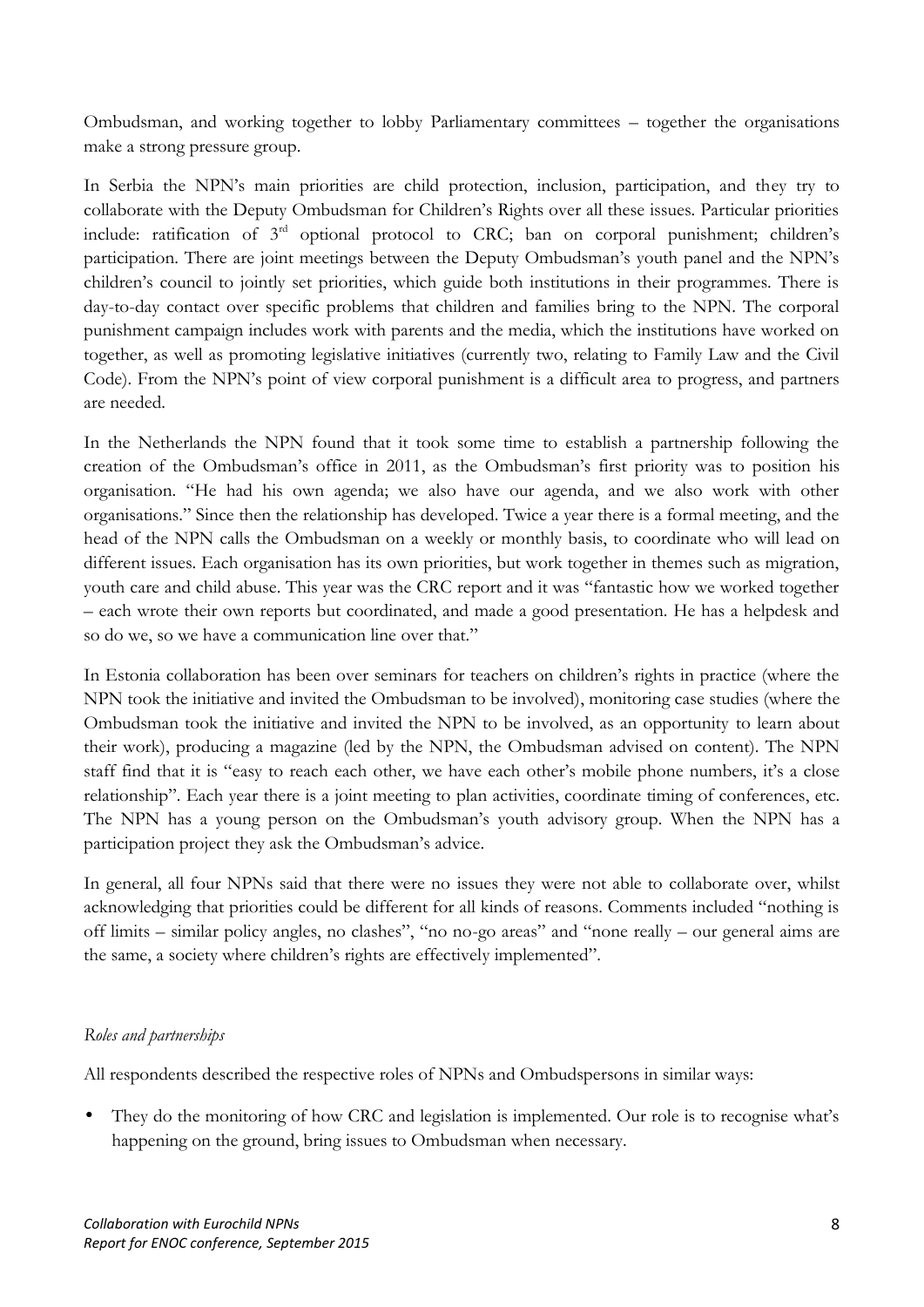Ombudsman, and working together to lobby Parliamentary committees – together the organisations make a strong pressure group.

In Serbia the NPN's main priorities are child protection, inclusion, participation, and they try to collaborate with the Deputy Ombudsman for Children's Rights over all these issues. Particular priorities include: ratification of 3rd optional protocol to CRC; ban on corporal punishment; children's participation. There are joint meetings between the Deputy Ombudsman's youth panel and the NPN's children's council to jointly set priorities, which guide both institutions in their programmes. There is day-to-day contact over specific problems that children and families bring to the NPN. The corporal punishment campaign includes work with parents and the media, which the institutions have worked on together, as well as promoting legislative initiatives (currently two, relating to Family Law and the Civil Code). From the NPN's point of view corporal punishment is a difficult area to progress, and partners are needed.

In the Netherlands the NPN found that it took some time to establish a partnership following the creation of the Ombudsman's office in 2011, as the Ombudsman's first priority was to position his organisation. "He had his own agenda; we also have our agenda, and we also work with other organisations." Since then the relationship has developed. Twice a year there is a formal meeting, and the head of the NPN calls the Ombudsman on a weekly or monthly basis, to coordinate who will lead on different issues. Each organisation has its own priorities, but work together in themes such as migration, youth care and child abuse. This year was the CRC report and it was "fantastic how we worked together – each wrote their own reports but coordinated, and made a good presentation. He has a helpdesk and so do we, so we have a communication line over that."

In Estonia collaboration has been over seminars for teachers on children's rights in practice (where the NPN took the initiative and invited the Ombudsman to be involved), monitoring case studies (where the Ombudsman took the initiative and invited the NPN to be involved, as an opportunity to learn about their work), producing a magazine (led by the NPN, the Ombudsman advised on content). The NPN staff find that it is "easy to reach each other, we have each other's mobile phone numbers, it's a close relationship". Each year there is a joint meeting to plan activities, coordinate timing of conferences, etc. The NPN has a young person on the Ombudsman's youth advisory group. When the NPN has a participation project they ask the Ombudsman's advice.

In general, all four NPNs said that there were no issues they were not able to collaborate over, whilst acknowledging that priorities could be different for all kinds of reasons. Comments included "nothing is off limits – similar policy angles, no clashes", "no no-go areas" and "none really – our general aims are the same, a society where children's rights are effectively implemented".

*Roles and partnerships*

All respondents described the respective roles of NPNs and Ombudspersons in similar ways:

- They do the monitoring of how CRC and legislation is implemented. Our role is to recognise what's happening on the ground, bring issues to Ombudsman when necessary.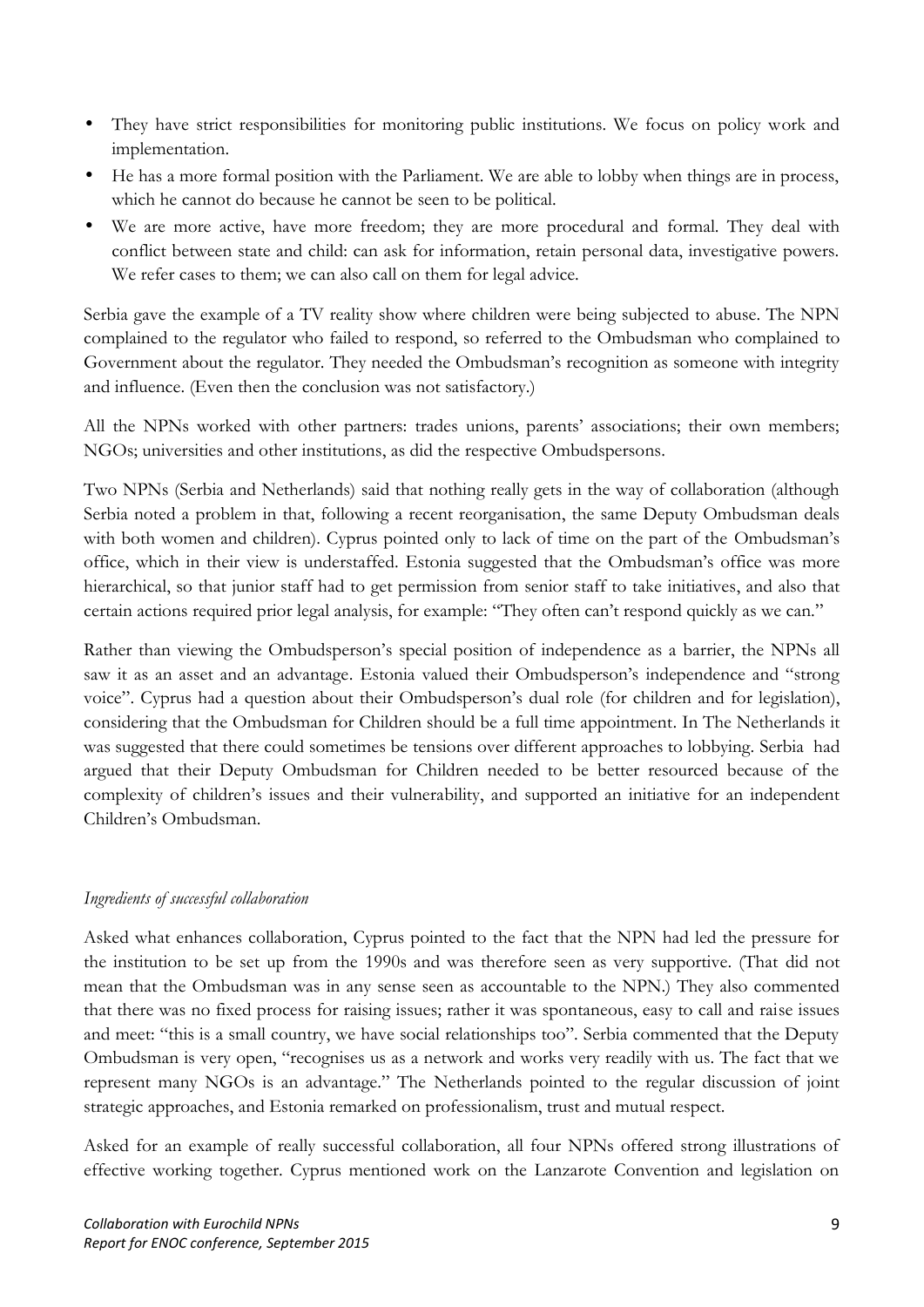- They have strict responsibilities for monitoring public institutions. We focus on policy work and implementation.
- He has a more formal position with the Parliament. We are able to lobby when things are in process, which he cannot do because he cannot be seen to be political.
- We are more active, have more freedom; they are more procedural and formal. They deal with conflict between state and child: can ask for information, retain personal data, investigative powers. We refer cases to them; we can also call on them for legal advice.

Serbia gave the example of a TV reality show where children were being subjected to abuse. The NPN complained to the regulator who failed to respond, so referred to the Ombudsman who complained to Government about the regulator. They needed the Ombudsman's recognition as someone with integrity and influence. (Even then the conclusion was not satisfactory.)

All the NPNs worked with other partners: trades unions, parents' associations; their own members; NGOs; universities and other institutions, as did the respective Ombudspersons.

Two NPNs (Serbia and Netherlands) said that nothing really gets in the way of collaboration (although Serbia noted a problem in that, following a recent reorganisation, the same Deputy Ombudsman deals with both women and children). Cyprus pointed only to lack of time on the part of the Ombudsman's office, which in their view is understaffed. Estonia suggested that the Ombudsman's office was more hierarchical, so that junior staff had to get permission from senior staff to take initiatives, and also that certain actions required prior legal analysis, for example: "They often can't respond quickly as we can."

Rather than viewing the Ombudsperson's special position of independence as a barrier, the NPNs all saw it as an asset and an advantage. Estonia valued their Ombudsperson's independence and "strong voice". Cyprus had a question about their Ombudsperson's dual role (for children and for legislation), considering that the Ombudsman for Children should be a full time appointment. In The Netherlands it was suggested that there could sometimes be tensions over different approaches to lobbying. Serbia had argued that their Deputy Ombudsman for Children needed to be better resourced because of the complexity of children's issues and their vulnerability, and supported an initiative for an independent Children's Ombudsman.

*Ingredients of successful collaboration*

Asked what enhances collaboration, Cyprus pointed to the fact that the NPN had led the pressure for the institution to be set up from the 1990s and was therefore seen as very supportive. (That did not mean that the Ombudsman was in any sense seen as accountable to the NPN.) They also commented that there was no fixed process for raising issues; rather it was spontaneous, easy to call and raise issues and meet: "this is a small country, we have social relationships too". Serbia commented that the Deputy Ombudsman is very open, "recognises us as a network and works very readily with us. The fact that we represent many NGOs is an advantage." The Netherlands pointed to the regular discussion of joint strategic approaches, and Estonia remarked on professionalism, trust and mutual respect.

Asked for an example of really successful collaboration, all four NPNs offered strong illustrations of effective working together. Cyprus mentioned work on the Lanzarote Convention and legislation on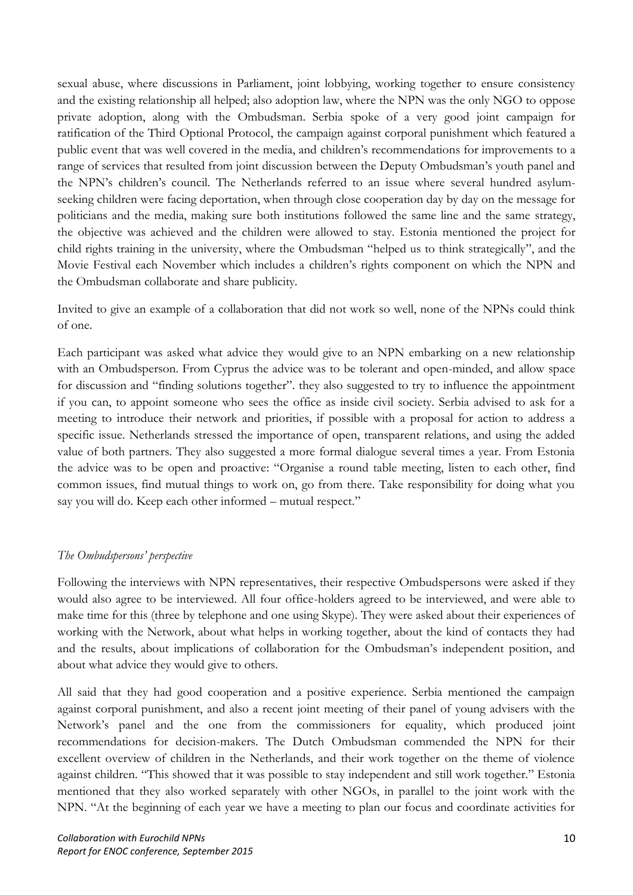sexual abuse, where discussions in Parliament, joint lobbying, working together to ensure consistency and the existing relationship all helped; also adoption law, where the NPN was the only NGO to oppose private adoption, along with the Ombudsman. Serbia spoke of a very good joint campaign for ratification of the Third Optional Protocol, the campaign against corporal punishment which featured a public event that was well covered in the media, and children's recommendations for improvements to a range of services that resulted from joint discussion between the Deputy Ombudsman's youth panel and the NPN's children's council. The Netherlands referred to an issue where several hundred asylum-seeking children were facing deportation, when through close cooperation day by day on the message for politicians and the media, making sure both institutions followed the same line and the same strategy, the objective was achieved and the children were allowed to stay. Estonia mentioned the project for child rights training in the university, where the Ombudsman "helped us to think strategically", and the Movie Festival each November which includes a children's rights component on which the NPN and the Ombudsman collaborate and share publicity.

Invited to give an example of a collaboration that did not work so well, none of the NPNs could think of one.

Each participant was asked what advice they would give to an NPN embarking on a new relationship with an Ombudsperson. From Cyprus the advice was to be tolerant and open-minded, and allow space for discussion and "finding solutions together". they also suggested to try to influence the appointment if you can, to appoint someone who sees the office as inside civil society. Serbia advised to ask for a meeting to introduce their network and priorities, if possible with a proposal for action to address a specific issue. Netherlands stressed the importance of open, transparent relations, and using the added value of both partners. They also suggested a more formal dialogue several times a year. From Estonia the advice was to be open and proactive: "Organise a round table meeting, listen to each other, find common issues, find mutual things to work on, go from there. Take responsibility for doing what you say you will do. Keep each other informed – mutual respect."

*The Ombudspersons' perspective*

Following the interviews with NPN representatives, their respective Ombudspersons were asked if they would also agree to be interviewed. All four office-holders agreed to be interviewed, and were able to make time for this (three by telephone and one using Skype). They were asked about their experiences of working with the Network, about what helps in working together, about the kind of contacts they had and the results, about implications of collaboration for the Ombudsman's independent position, and about what advice they would give to others.

All said that they had good cooperation and a positive experience. Serbia mentioned the campaign against corporal punishment, and also a recent joint meeting of their panel of young advisers with the Network's panel and the one from the commissioners for equality, which produced joint recommendations for decision-makers. The Dutch Ombudsman commended the NPN for their excellent overview of children in the Netherlands, and their work together on the theme of violence against children. "This showed that it was possible to stay independent and still work together." Estonia mentioned that they also worked separately with other NGOs, in parallel to the joint work with the NPN. "At the beginning of each year we have a meeting to plan our focus and coordinate activities for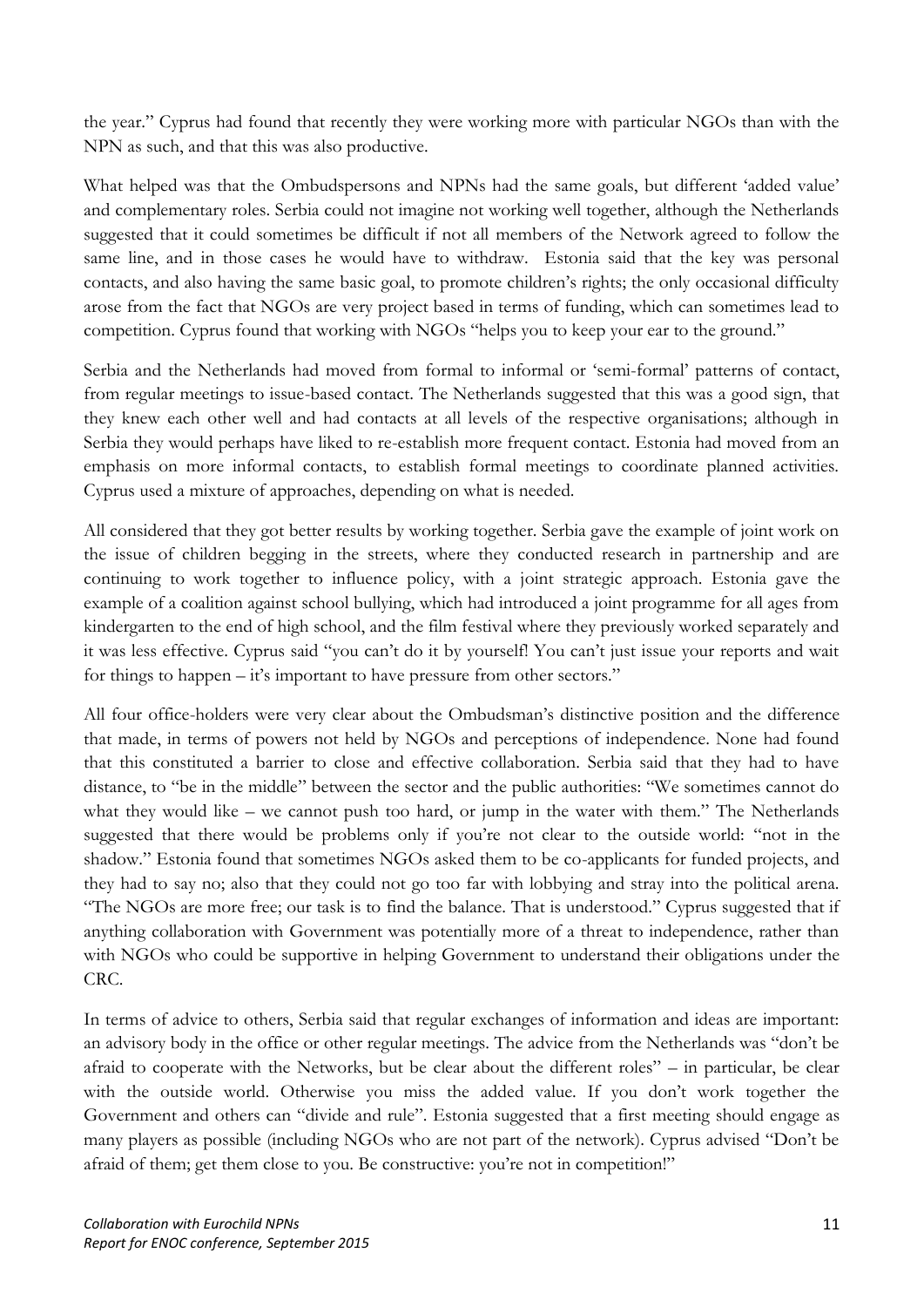the year." Cyprus had found that recently they were working more with particular NGOs than with the NPN as such, and that this was also productive.

What helped was that the Ombudspersons and NPNs had the same goals, but different 'added value' and complementary roles. Serbia could not imagine not working well together, although the Netherlands suggested that it could sometimes be difficult if not all members of the Network agreed to follow the same line, and in those cases he would have to withdraw. Estonia said that the key was personal contacts, and also having the same basic goal, to promote children's rights; the only occasional difficulty arose from the fact that NGOs are very project based in terms of funding, which can sometimes lead to competition. Cyprus found that working with NGOs "helps you to keep your ear to the ground."

Serbia and the Netherlands had moved from formal to informal or 'semi-formal' patterns of contact, from regular meetings to issue-based contact. The Netherlands suggested that this was a good sign, that they knew each other well and had contacts at all levels of the respective organisations; although in Serbia they would perhaps have liked to re-establish more frequent contact. Estonia had moved from an emphasis on more informal contacts, to establish formal meetings to coordinate planned activities. Cyprus used a mixture of approaches, depending on what is needed.

All considered that they got better results by working together. Serbia gave the example of joint work on the issue of children begging in the streets, where they conducted research in partnership and are continuing to work together to influence policy, with a joint strategic approach. Estonia gave the example of a coalition against school bullying, which had introduced a joint programme for all ages from kindergarten to the end of high school, and the film festival where they previously worked separately and it was less effective. Cyprus said "you can't do it by yourself! You can't just issue your reports and wait for things to happen – it's important to have pressure from other sectors."

All four office-holders were very clear about the Ombudsman's distinctive position and the difference that made, in terms of powers not held by NGOs and perceptions of independence. None had found that this constituted a barrier to close and effective collaboration. Serbia said that they had to have distance, to "be in the middle" between the sector and the public authorities: "We sometimes cannot do what they would like – we cannot push too hard, or jump in the water with them." The Netherlands suggested that there would be problems only if you're not clear to the outside world: "not in the shadow." Estonia found that sometimes NGOs asked them to be co-applicants for funded projects, and they had to say no; also that they could not go too far with lobbying and stray into the political arena. "The NGOs are more free; our task is to find the balance. That is understood." Cyprus suggested that if anything collaboration with Government was potentially more of a threat to independence, rather than with NGOs who could be supportive in helping Government to understand their obligations under the CRC.

In terms of advice to others, Serbia said that regular exchanges of information and ideas are important: an advisory body in the office or other regular meetings. The advice from the Netherlands was "don't be afraid to cooperate with the Networks, but be clear about the different roles" – in particular, be clear with the outside world. Otherwise you miss the added value. If you don't work together the Government and others can "divide and rule". Estonia suggested that a first meeting should engage as many players as possible (including NGOs who are not part of the network). Cyprus advised "Don't be afraid of them; get them close to you. Be constructive: you're not in competition!"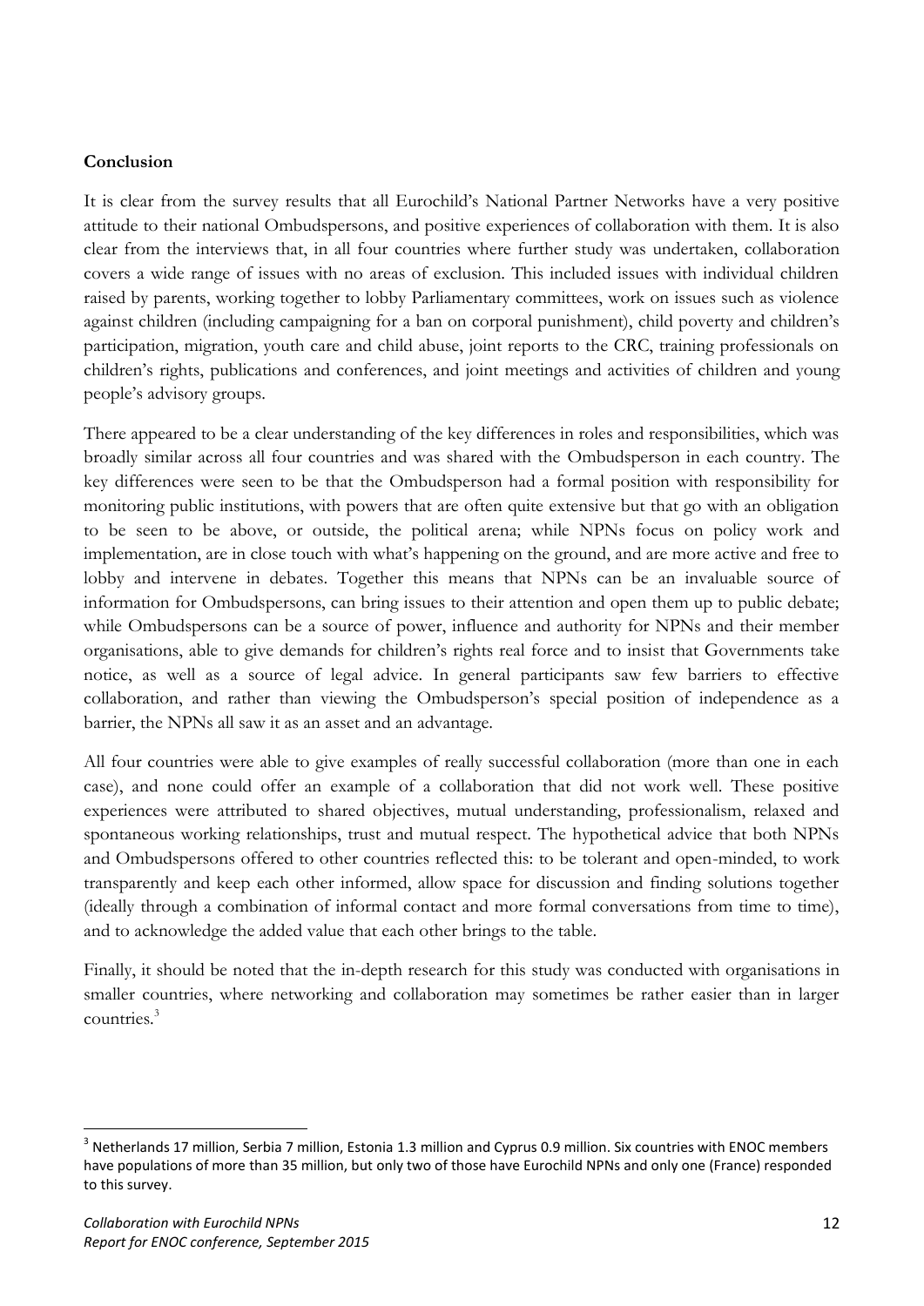**Conclusion**

It is clear from the survey results that all Eurochild's National Partner Networks have a very positive attitude to their national Ombudspersons, and positive experiences of collaboration with them. It is also clear from the interviews that, in all four countries where further study was undertaken, collaboration covers a wide range of issues with no areas of exclusion. This included issues with individual children raised by parents, working together to lobby Parliamentary committees, work on issues such as violence against children (including campaigning for a ban on corporal punishment), child poverty and children's participation, migration, youth care and child abuse, joint reports to the CRC, training professionals on children's rights, publications and conferences, and joint meetings and activities of children and young people's advisory groups.

There appeared to be a clear understanding of the key differences in roles and responsibilities, which was broadly similar across all four countries and was shared with the Ombudsperson in each country. The key differences were seen to be that the Ombudsperson had a formal position with responsibility for monitoring public institutions, with powers that are often quite extensive but that go with an obligation to be seen to be above, or outside, the political arena; while NPNs focus on policy work and implementation, are in close touch with what's happening on the ground, and are more active and free to lobby and intervene in debates. Together this means that NPNs can be an invaluable source of information for Ombudspersons, can bring issues to their attention and open them up to public debate; while Ombudspersons can be a source of power, influence and authority for NPNs and their member organisations, able to give demands for children's rights real force and to insist that Governments take notice, as well as a source of legal advice. In general participants saw few barriers to effective collaboration, and rather than viewing the Ombudsperson's special position of independence as a barrier, the NPNs all saw it as an asset and an advantage.

All four countries were able to give examples of really successful collaboration (more than one in each case), and none could offer an example of a collaboration that did not work well. These positive experiences were attributed to shared objectives, mutual understanding, professionalism, relaxed and spontaneous working relationships, trust and mutual respect. The hypothetical advice that both NPNs and Ombudspersons offered to other countries reflected this: to be tolerant and open-minded, to work transparently and keep each other informed, allow space for discussion and finding solutions together (ideally through a combination of informal contact and more formal conversations from time to time), and to acknowledge the added value that each other brings to the table.

Finally, it should be noted that the in-depth research for this study was conducted with organisations in smaller countries, where networking and collaboration may sometimes be rather easier than in larger countries.[3]

[3] Netherlands 17 million, Serbia 7 million, Estonia 1.3 million and Cyprus 0.9 million. Six countries with ENOC members have populations of more than 35 million, but only two of those have Eurochild NPNs and only one (France) responded to this survey.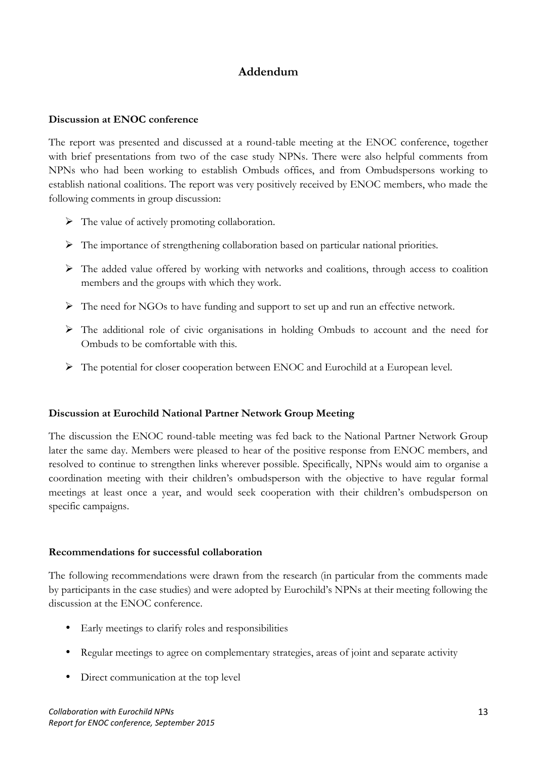# Addendum

### Discussion at ENOC conference

The report was presented and discussed at a round-table meeting at the ENOC conference, together with brief presentations from two of the case study NPNs. There were also helpful comments from NPNs who had been working to establish Ombuds offices, and from Ombudspersons working to establish national coalitions. The report was very positively received by ENOC members, who made the following comments in group discussion:

- The value of actively promoting collaboration.
- The importance of strengthening collaboration based on particular national priorities.
- The added value offered by working with networks and coalitions, through access to coalition members and the groups with which they work.
- The need for NGOs to have funding and support to set up and run an effective network.
- The additional role of civic organisations in holding Ombuds to account and the need for Ombuds to be comfortable with this.
- The potential for closer cooperation between ENOC and Eurochild at a European level.

### Discussion at Eurochild National Partner Network Group Meeting

The discussion the ENOC round-table meeting was fed back to the National Partner Network Group later the same day. Members were pleased to hear of the positive response from ENOC members, and resolved to continue to strengthen links wherever possible. Specifically, NPNs would aim to organise a coordination meeting with their children's ombudsperson with the objective to have regular formal meetings at least once a year, and would seek cooperation with their children's ombudsperson on specific campaigns.

### Recommendations for successful collaboration

The following recommendations were drawn from the research (in particular from the comments made by participants in the case studies) and were adopted by Eurochild's NPNs at their meeting following the discussion at the ENOC conference.

- Early meetings to clarify roles and responsibilities
- Regular meetings to agree on complementary strategies, areas of joint and separate activity
- Direct communication at the top level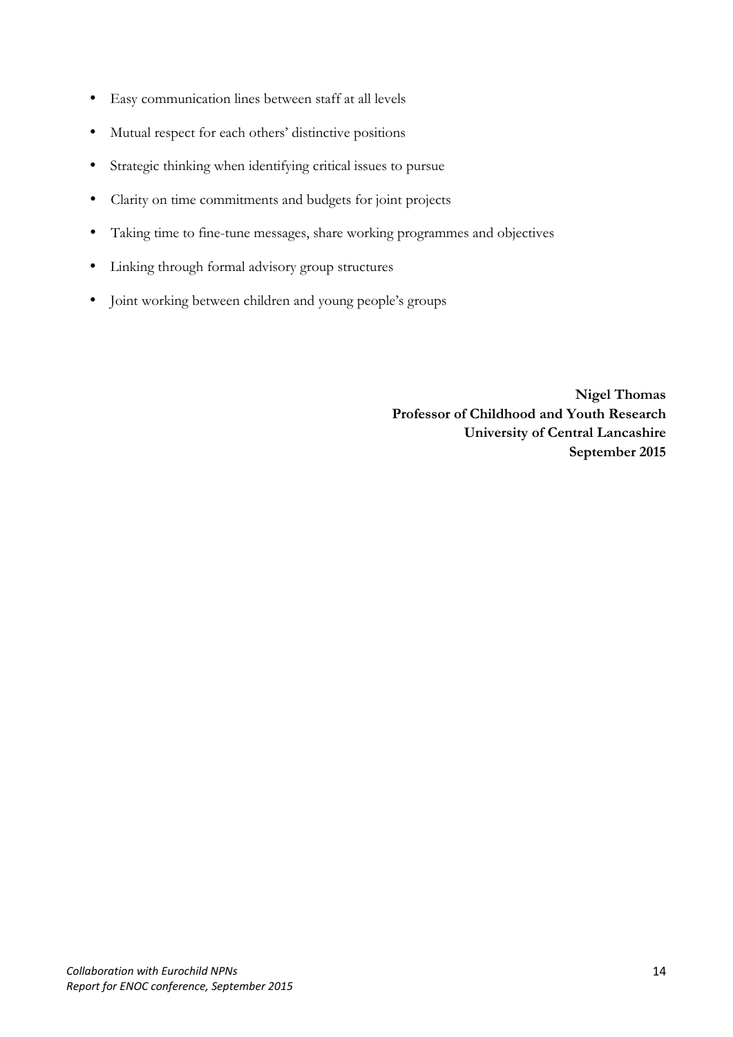- Easy communication lines between staff at all levels
- Mutual respect for each others' distinctive positions
- Strategic thinking when identifying critical issues to pursue
- Clarity on time commitments and budgets for joint projects
- Taking time to fine-tune messages, share working programmes and objectives
- Linking through formal advisory group structures
- Joint working between children and young people's groups

**Nigel Thomas**
**Professor of Childhood and Youth Research**
**University of Central Lancashire**
**September 2015**